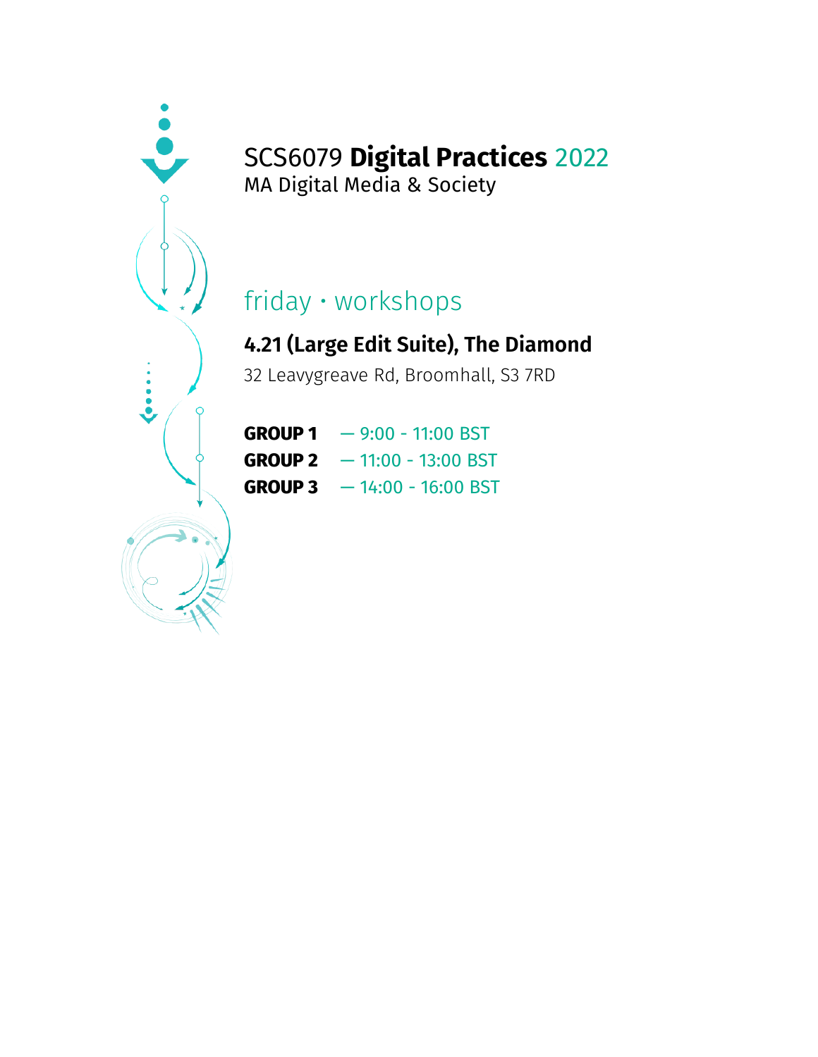# SCS6079 **Digital Practices** 2022

MA Digital Media & Society

## friday · workshops

**4.21 (Large Edit Suite), The Diamond**

32 Leavygreave Rd, Broomhall, S3 7RD

**GROUP 1** — 9:00 - 11:00 BST
**GROUP 2** — 11:00 - 13:00 BST
**GROUP 3** — 14:00 - 16:00 BST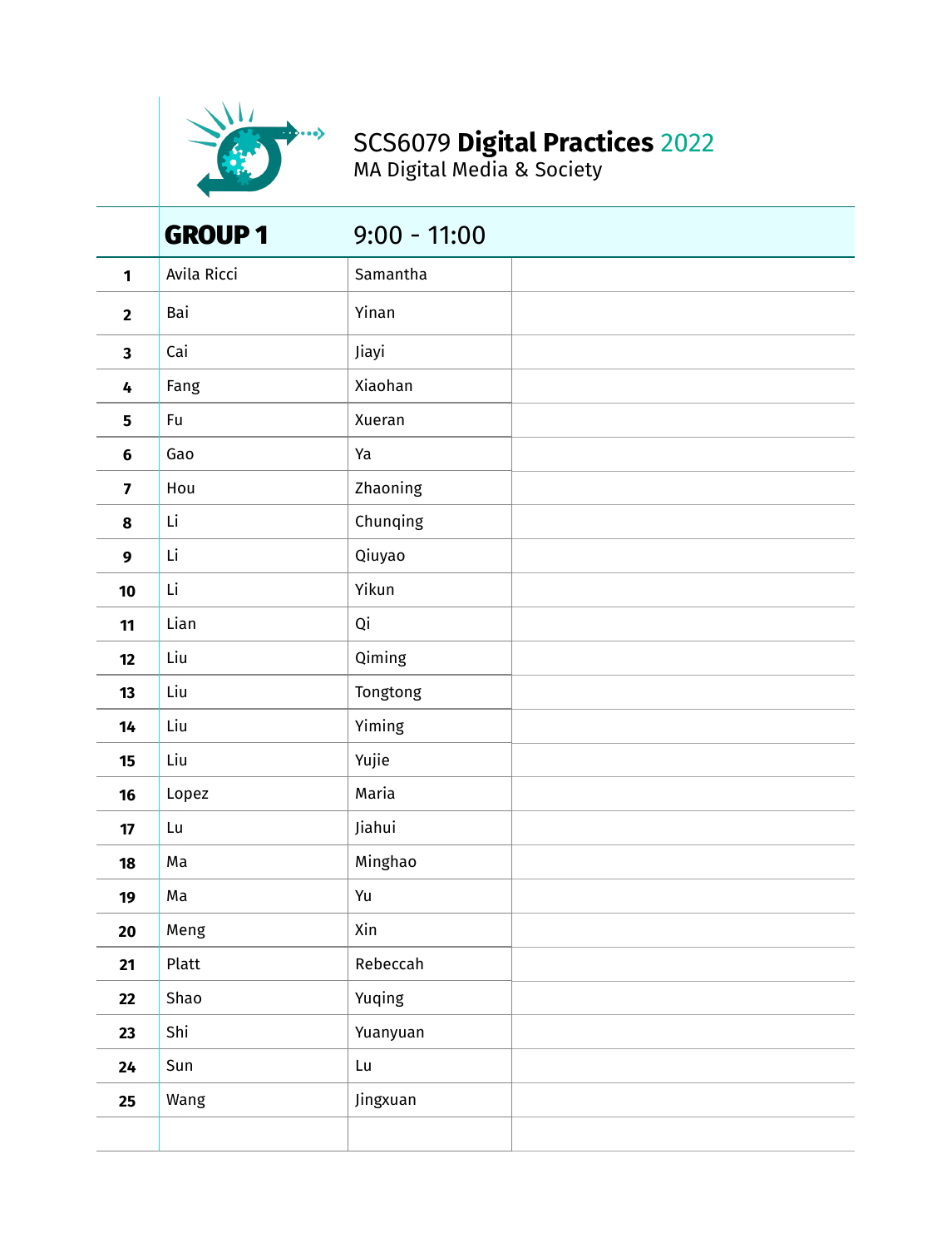# SCS6079 **Digital Practices** 2022

MA Digital Media & Society

| | **GROUP 1** | 9:00 - 11:00 | |
|---|---|---|---|
| **1** | Avila Ricci | Samantha | |
| **2** | Bai | Yinan | |
| **3** | Cai | Jiayi | |
| **4** | Fang | Xiaohan | |
| **5** | Fu | Xueran | |
| **6** | Gao | Ya | |
| **7** | Hou | Zhaoning | |
| **8** | Li | Chunqing | |
| **9** | Li | Qiuyao | |
| **10** | Li | Yikun | |
| **11** | Lian | Qi | |
| **12** | Liu | Qiming | |
| **13** | Liu | Tongtong | |
| **14** | Liu | Yiming | |
| **15** | Liu | Yujie | |
| **16** | Lopez | Maria | |
| **17** | Lu | Jiahui | |
| **18** | Ma | Minghao | |
| **19** | Ma | Yu | |
| **20** | Meng | Xin | |
| **21** | Platt | Rebeccah | |
| **22** | Shao | Yuqing | |
| **23** | Shi | Yuanyuan | |
| **24** | Sun | Lu | |
| **25** | Wang | Jingxuan | |
| | | | |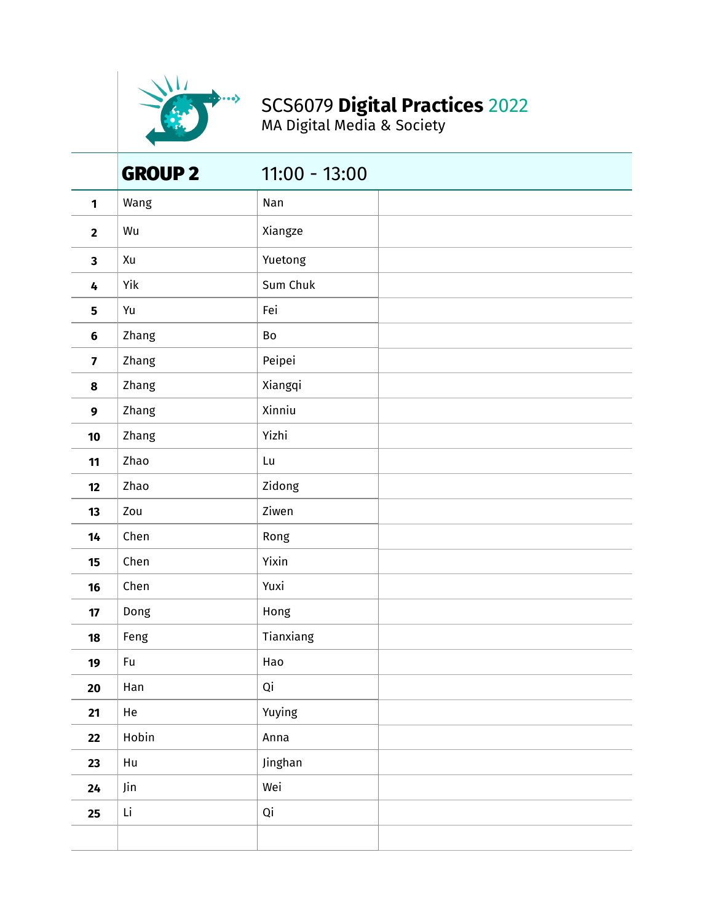# SCS6079 **Digital Practices** 2022

MA Digital Media & Society

| | **GROUP 2** | 11:00 - 13:00 | |
|---|---|---|---|
| **1** | Wang | Nan | |
| **2** | Wu | Xiangze | |
| **3** | Xu | Yuetong | |
| **4** | Yik | Sum Chuk | |
| **5** | Yu | Fei | |
| **6** | Zhang | Bo | |
| **7** | Zhang | Peipei | |
| **8** | Zhang | Xiangqi | |
| **9** | Zhang | Xinniu | |
| **10** | Zhang | Yizhi | |
| **11** | Zhao | Lu | |
| **12** | Zhao | Zidong | |
| **13** | Zou | Ziwen | |
| **14** | Chen | Rong | |
| **15** | Chen | Yixin | |
| **16** | Chen | Yuxi | |
| **17** | Dong | Hong | |
| **18** | Feng | Tianxiang | |
| **19** | Fu | Hao | |
| **20** | Han | Qi | |
| **21** | He | Yuying | |
| **22** | Hobin | Anna | |
| **23** | Hu | Jinghan | |
| **24** | Jin | Wei | |
| **25** | Li | Qi | |
| | | | |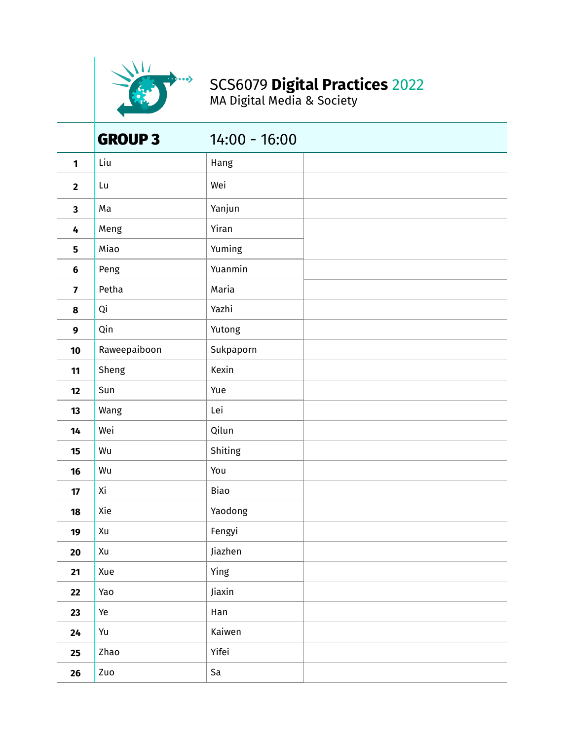# SCS6079 **Digital Practices** 2022

MA Digital Media & Society

| | **GROUP 3** | 14:00 - 16:00 | |
|---|---|---|---|
| **1** | Liu | Hang | |
| **2** | Lu | Wei | |
| **3** | Ma | Yanjun | |
| **4** | Meng | Yiran | |
| **5** | Miao | Yuming | |
| **6** | Peng | Yuanmin | |
| **7** | Petha | Maria | |
| **8** | Qi | Yazhi | |
| **9** | Qin | Yutong | |
| **10** | Raweepaiboon | Sukpaporn | |
| **11** | Sheng | Kexin | |
| **12** | Sun | Yue | |
| **13** | Wang | Lei | |
| **14** | Wei | Qilun | |
| **15** | Wu | Shiting | |
| **16** | Wu | You | |
| **17** | Xi | Biao | |
| **18** | Xie | Yaodong | |
| **19** | Xu | Fengyi | |
| **20** | Xu | Jiazhen | |
| **21** | Xue | Ying | |
| **22** | Yao | Jiaxin | |
| **23** | Ye | Han | |
| **24** | Yu | Kaiwen | |
| **25** | Zhao | Yifei | |
| **26** | Zuo | Sa | |